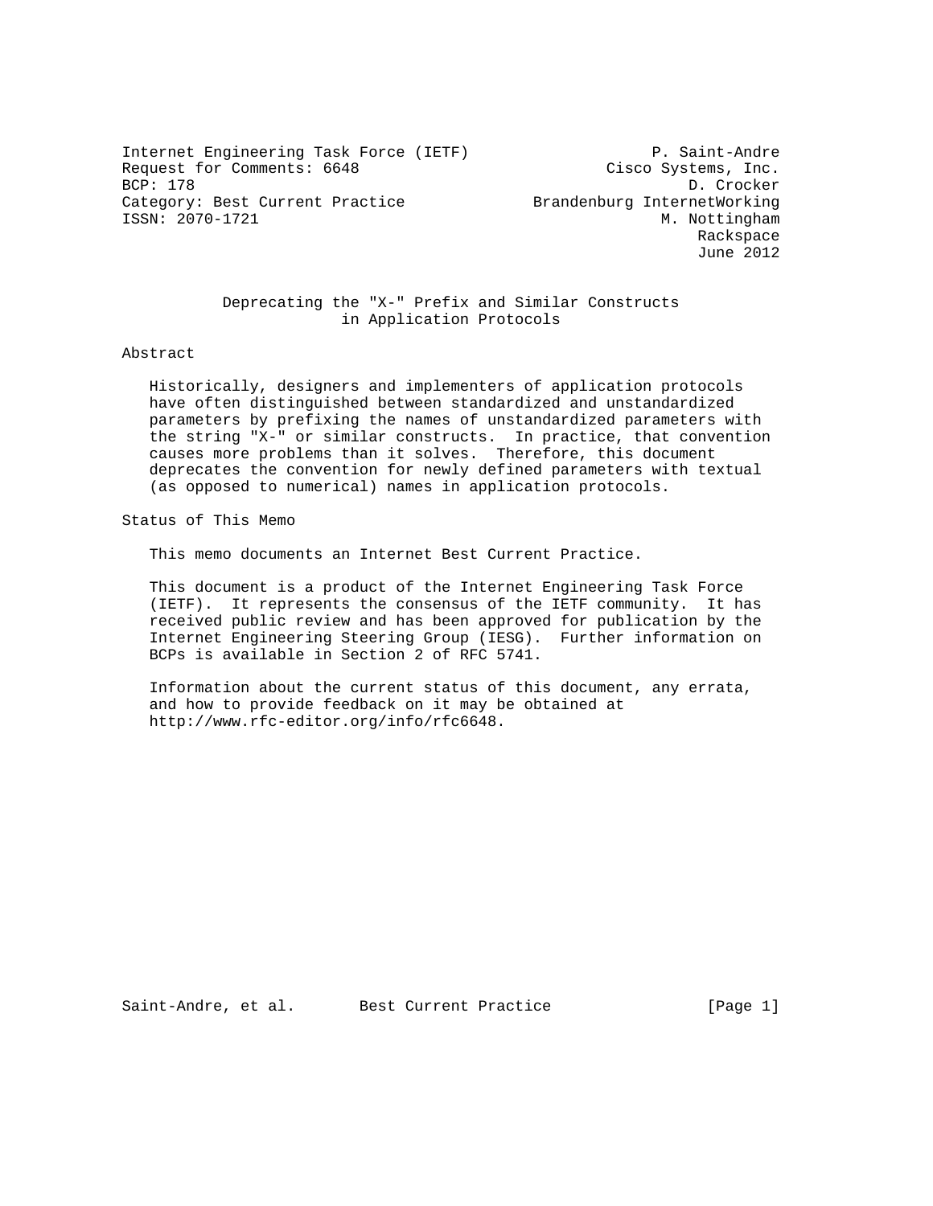Internet Engineering Task Force (IETF) — P. Saint-Andre, Cisco Systems, Inc.
Request for Comments: 6648 — D. Crocker, Brandenburg InternetWorking
BCP: 178 — M. Nottingham, Rackspace
Category: Best Current Practice
ISSN: 2070-1721
June 2012

# Deprecating the "X-" Prefix and Similar Constructs in Application Protocols

## Abstract

Historically, designers and implementers of application protocols have often distinguished between standardized and unstandardized parameters by prefixing the names of unstandardized parameters with the string "X-" or similar constructs. In practice, that convention causes more problems than it solves. Therefore, this document deprecates the convention for newly defined parameters with textual (as opposed to numerical) names in application protocols.

## Status of This Memo

This memo documents an Internet Best Current Practice.

This document is a product of the Internet Engineering Task Force (IETF). It represents the consensus of the IETF community. It has received public review and has been approved for publication by the Internet Engineering Steering Group (IESG). Further information on BCPs is available in Section 2 of RFC 5741.

Information about the current status of this document, any errata, and how to provide feedback on it may be obtained at http://www.rfc-editor.org/info/rfc6648.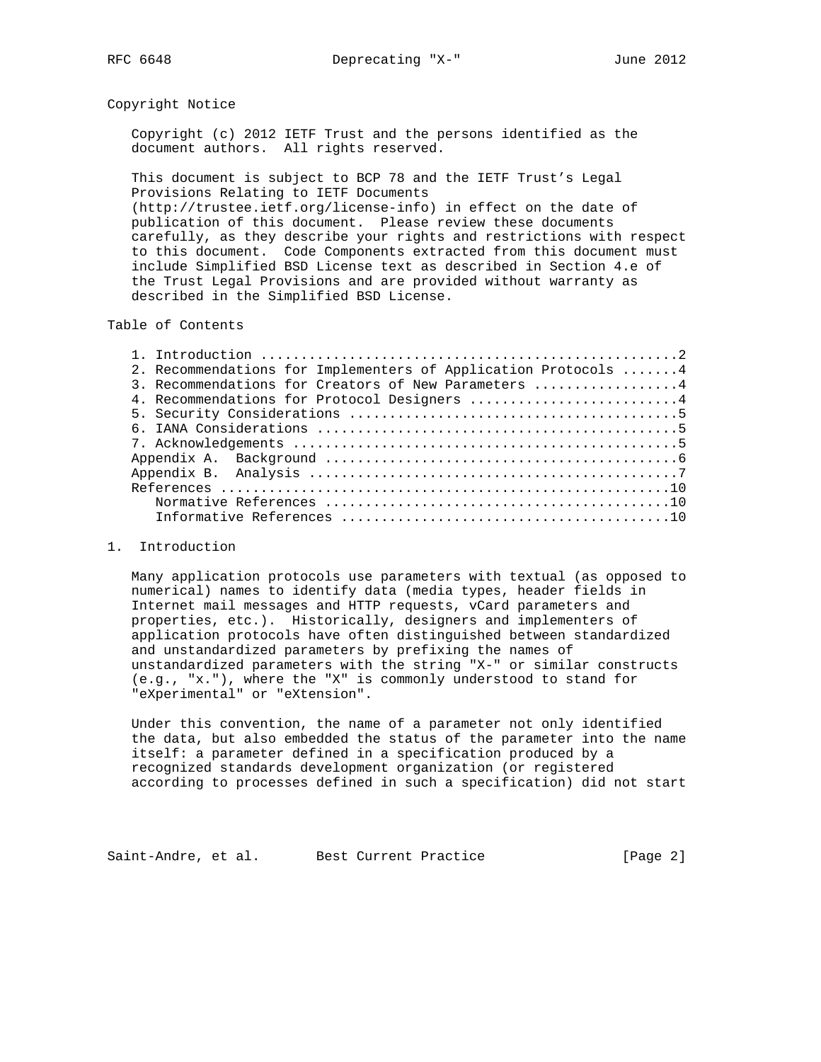## Copyright Notice

Copyright (c) 2012 IETF Trust and the persons identified as the document authors. All rights reserved.

This document is subject to BCP 78 and the IETF Trust's Legal Provisions Relating to IETF Documents (http://trustee.ietf.org/license-info) in effect on the date of publication of this document. Please review these documents carefully, as they describe your rights and restrictions with respect to this document. Code Components extracted from this document must include Simplified BSD License text as described in Section 4.e of the Trust Legal Provisions and are provided without warranty as described in the Simplified BSD License.

## Table of Contents

```
   1. Introduction ....................................................2
   2. Recommendations for Implementers of Application Protocols .......4
   3. Recommendations for Creators of New Parameters ..................4
   4. Recommendations for Protocol Designers ..........................4
   5. Security Considerations .........................................5
   6. IANA Considerations .............................................5
   7. Acknowledgements ................................................5
   Appendix A.  Background ............................................6
   Appendix B.  Analysis ..............................................7
   References ........................................................10
      Normative References ...........................................10
      Informative References .........................................10
```

## 1. Introduction

Many application protocols use parameters with textual (as opposed to numerical) names to identify data (media types, header fields in Internet mail messages and HTTP requests, vCard parameters and properties, etc.). Historically, designers and implementers of application protocols have often distinguished between standardized and unstandardized parameters by prefixing the names of unstandardized parameters with the string "X-" or similar constructs (e.g., "x."), where the "X" is commonly understood to stand for "eXperimental" or "eXtension".

Under this convention, the name of a parameter not only identified the data, but also embedded the status of the parameter into the name itself: a parameter defined in a specification produced by a recognized standards development organization (or registered according to processes defined in such a specification) did not start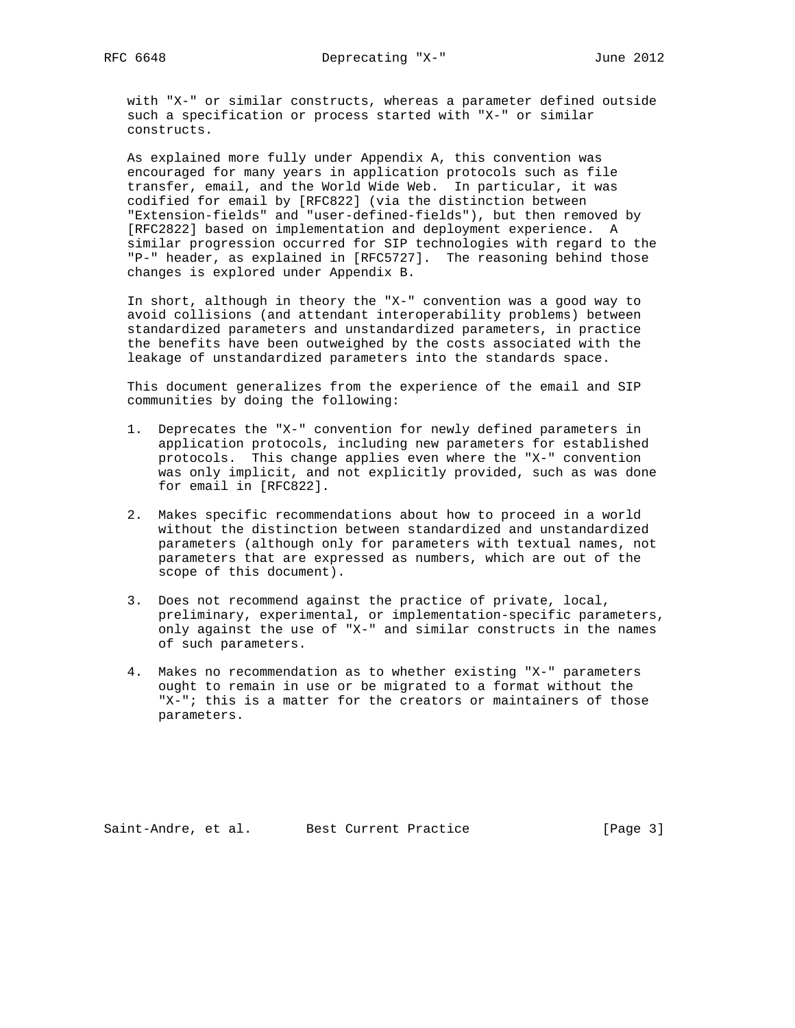with "X-" or similar constructs, whereas a parameter defined outside such a specification or process started with "X-" or similar constructs.

As explained more fully under Appendix A, this convention was encouraged for many years in application protocols such as file transfer, email, and the World Wide Web. In particular, it was codified for email by [RFC822] (via the distinction between "Extension-fields" and "user-defined-fields"), but then removed by [RFC2822] based on implementation and deployment experience. A similar progression occurred for SIP technologies with regard to the "P-" header, as explained in [RFC5727]. The reasoning behind those changes is explored under Appendix B.

In short, although in theory the "X-" convention was a good way to avoid collisions (and attendant interoperability problems) between standardized parameters and unstandardized parameters, in practice the benefits have been outweighed by the costs associated with the leakage of unstandardized parameters into the standards space.

This document generalizes from the experience of the email and SIP communities by doing the following:

1. Deprecates the "X-" convention for newly defined parameters in application protocols, including new parameters for established protocols. This change applies even where the "X-" convention was only implicit, and not explicitly provided, such as was done for email in [RFC822].

2. Makes specific recommendations about how to proceed in a world without the distinction between standardized and unstandardized parameters (although only for parameters with textual names, not parameters that are expressed as numbers, which are out of the scope of this document).

3. Does not recommend against the practice of private, local, preliminary, experimental, or implementation-specific parameters, only against the use of "X-" and similar constructs in the names of such parameters.

4. Makes no recommendation as to whether existing "X-" parameters ought to remain in use or be migrated to a format without the "X-"; this is a matter for the creators or maintainers of those parameters.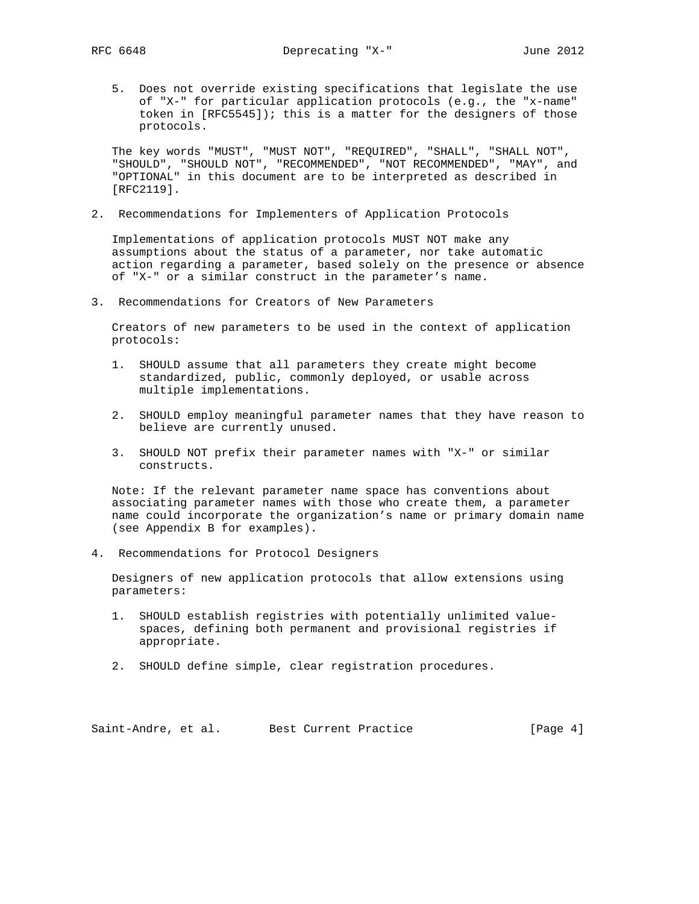5. Does not override existing specifications that legislate the use of "X-" for particular application protocols (e.g., the "x-name" token in [RFC5545]); this is a matter for the designers of those protocols.

The key words "MUST", "MUST NOT", "REQUIRED", "SHALL", "SHALL NOT", "SHOULD", "SHOULD NOT", "RECOMMENDED", "NOT RECOMMENDED", "MAY", and "OPTIONAL" in this document are to be interpreted as described in [RFC2119].

## 2. Recommendations for Implementers of Application Protocols

Implementations of application protocols MUST NOT make any assumptions about the status of a parameter, nor take automatic action regarding a parameter, based solely on the presence or absence of "X-" or a similar construct in the parameter's name.

## 3. Recommendations for Creators of New Parameters

Creators of new parameters to be used in the context of application protocols:

1. SHOULD assume that all parameters they create might become standardized, public, commonly deployed, or usable across multiple implementations.

2. SHOULD employ meaningful parameter names that they have reason to believe are currently unused.

3. SHOULD NOT prefix their parameter names with "X-" or similar constructs.

Note: If the relevant parameter name space has conventions about associating parameter names with those who create them, a parameter name could incorporate the organization's name or primary domain name (see Appendix B for examples).

## 4. Recommendations for Protocol Designers

Designers of new application protocols that allow extensions using parameters:

1. SHOULD establish registries with potentially unlimited value-spaces, defining both permanent and provisional registries if appropriate.

2. SHOULD define simple, clear registration procedures.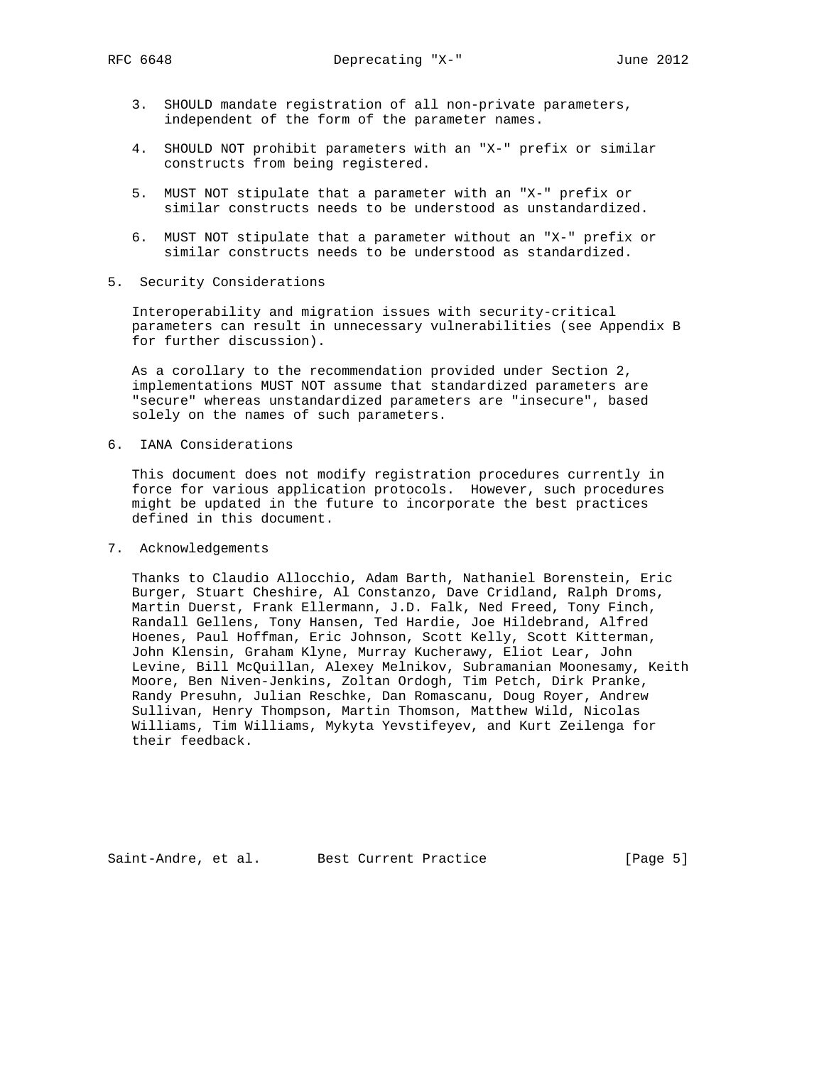3. SHOULD mandate registration of all non-private parameters, independent of the form of the parameter names.

4. SHOULD NOT prohibit parameters with an "X-" prefix or similar constructs from being registered.

5. MUST NOT stipulate that a parameter with an "X-" prefix or similar constructs needs to be understood as unstandardized.

6. MUST NOT stipulate that a parameter without an "X-" prefix or similar constructs needs to be understood as standardized.

## 5. Security Considerations

Interoperability and migration issues with security-critical parameters can result in unnecessary vulnerabilities (see Appendix B for further discussion).

As a corollary to the recommendation provided under Section 2, implementations MUST NOT assume that standardized parameters are "secure" whereas unstandardized parameters are "insecure", based solely on the names of such parameters.

## 6. IANA Considerations

This document does not modify registration procedures currently in force for various application protocols. However, such procedures might be updated in the future to incorporate the best practices defined in this document.

## 7. Acknowledgements

Thanks to Claudio Allocchio, Adam Barth, Nathaniel Borenstein, Eric Burger, Stuart Cheshire, Al Constanzo, Dave Cridland, Ralph Droms, Martin Duerst, Frank Ellermann, J.D. Falk, Ned Freed, Tony Finch, Randall Gellens, Tony Hansen, Ted Hardie, Joe Hildebrand, Alfred Hoenes, Paul Hoffman, Eric Johnson, Scott Kelly, Scott Kitterman, John Klensin, Graham Klyne, Murray Kucherawy, Eliot Lear, John Levine, Bill McQuillan, Alexey Melnikov, Subramanian Moonesamy, Keith Moore, Ben Niven-Jenkins, Zoltan Ordogh, Tim Petch, Dirk Pranke, Randy Presuhn, Julian Reschke, Dan Romascanu, Doug Royer, Andrew Sullivan, Henry Thompson, Martin Thomson, Matthew Wild, Nicolas Williams, Tim Williams, Mykyta Yevstifeyev, and Kurt Zeilenga for their feedback.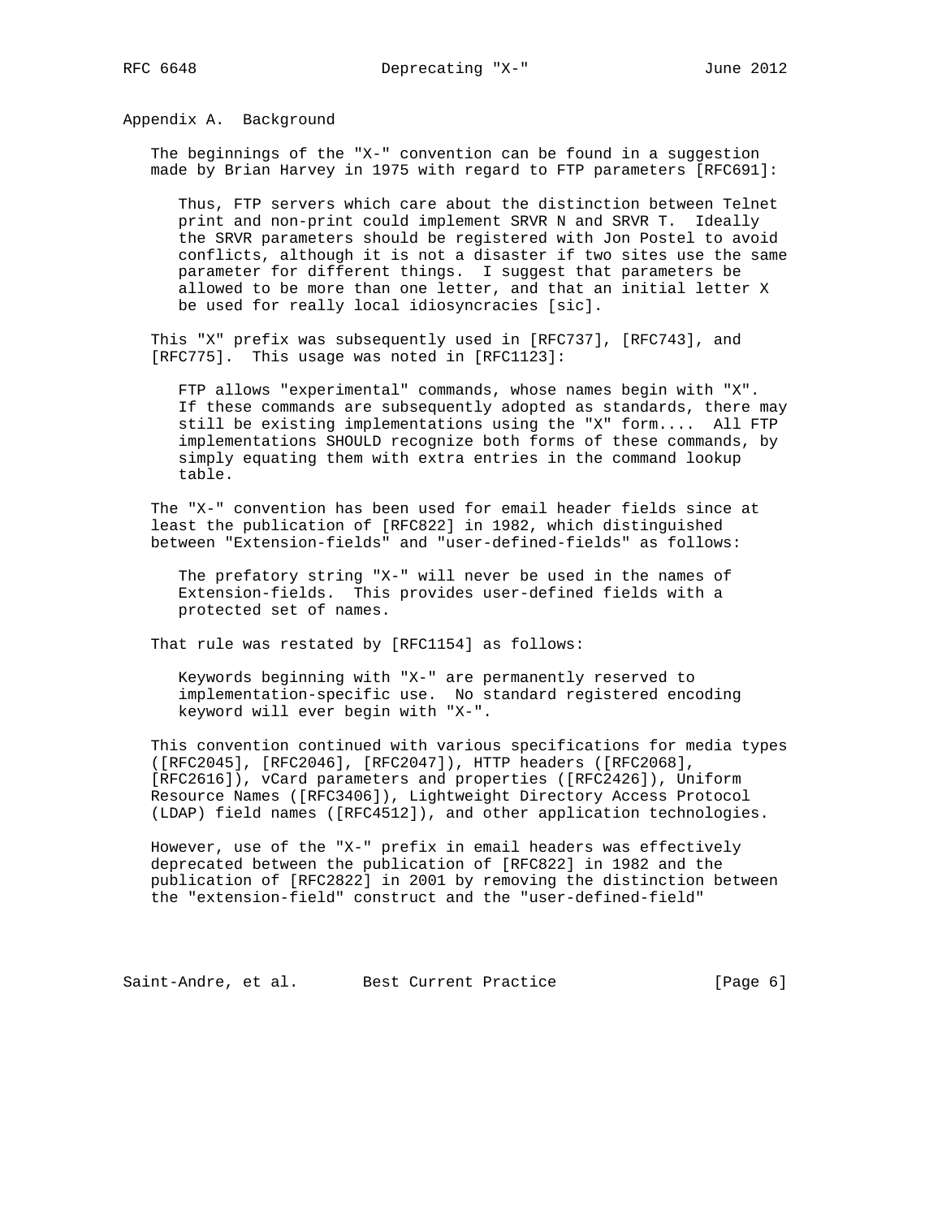## Appendix A. Background

The beginnings of the "X-" convention can be found in a suggestion made by Brian Harvey in 1975 with regard to FTP parameters [RFC691]:

> Thus, FTP servers which care about the distinction between Telnet print and non-print could implement SRVR N and SRVR T. Ideally the SRVR parameters should be registered with Jon Postel to avoid conflicts, although it is not a disaster if two sites use the same parameter for different things. I suggest that parameters be allowed to be more than one letter, and that an initial letter X be used for really local idiosyncracies [sic].

This "X" prefix was subsequently used in [RFC737], [RFC743], and [RFC775]. This usage was noted in [RFC1123]:

> FTP allows "experimental" commands, whose names begin with "X". If these commands are subsequently adopted as standards, there may still be existing implementations using the "X" form.... All FTP implementations SHOULD recognize both forms of these commands, by simply equating them with extra entries in the command lookup table.

The "X-" convention has been used for email header fields since at least the publication of [RFC822] in 1982, which distinguished between "Extension-fields" and "user-defined-fields" as follows:

> The prefatory string "X-" will never be used in the names of Extension-fields. This provides user-defined fields with a protected set of names.

That rule was restated by [RFC1154] as follows:

> Keywords beginning with "X-" are permanently reserved to implementation-specific use. No standard registered encoding keyword will ever begin with "X-".

This convention continued with various specifications for media types ([RFC2045], [RFC2046], [RFC2047]), HTTP headers ([RFC2068], [RFC2616]), vCard parameters and properties ([RFC2426]), Uniform Resource Names ([RFC3406]), Lightweight Directory Access Protocol (LDAP) field names ([RFC4512]), and other application technologies.

However, use of the "X-" prefix in email headers was effectively deprecated between the publication of [RFC822] in 1982 and the publication of [RFC2822] in 2001 by removing the distinction between the "extension-field" construct and the "user-defined-field"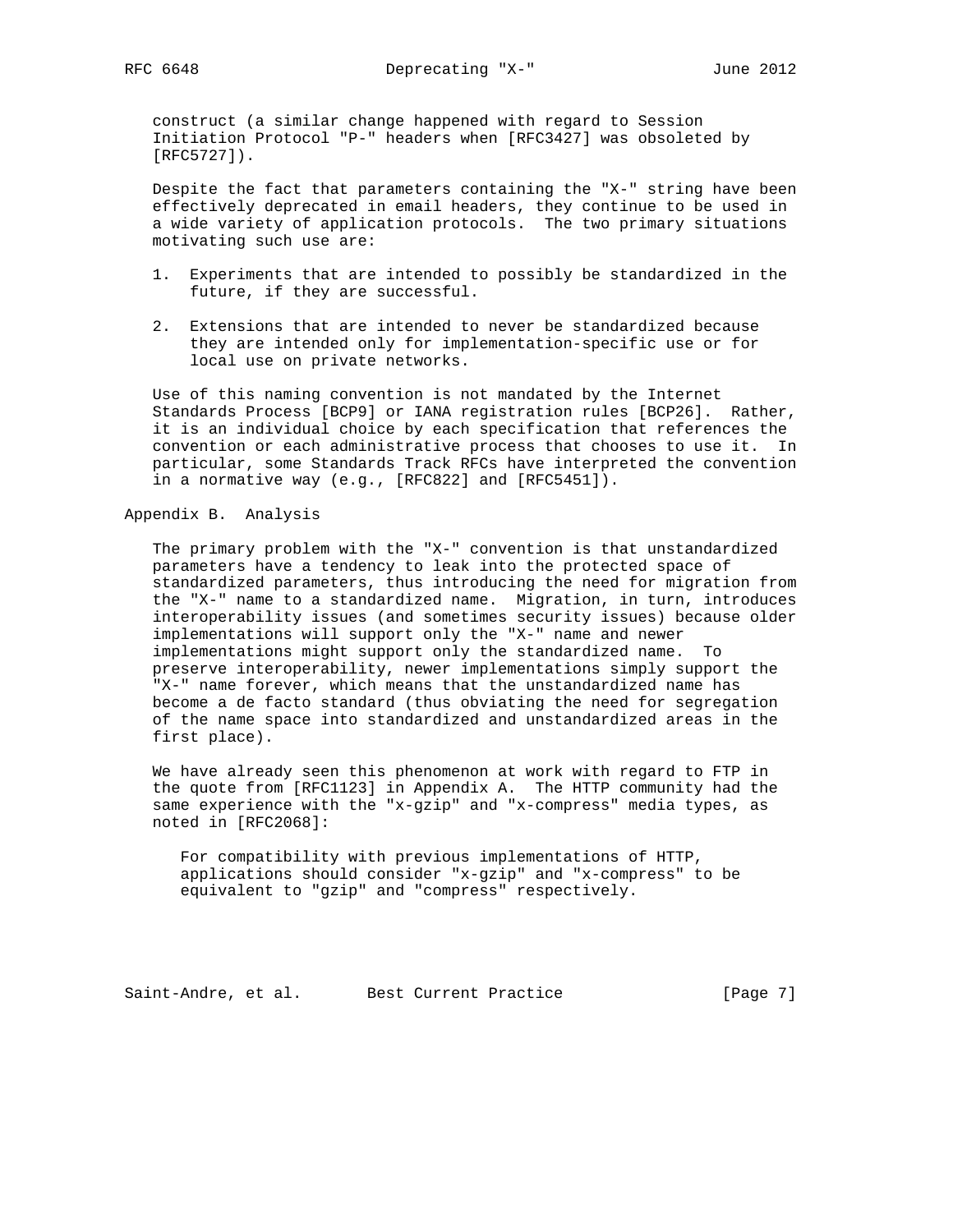construct (a similar change happened with regard to Session Initiation Protocol "P-" headers when [RFC3427] was obsoleted by [RFC5727]).

Despite the fact that parameters containing the "X-" string have been effectively deprecated in email headers, they continue to be used in a wide variety of application protocols. The two primary situations motivating such use are:

1. Experiments that are intended to possibly be standardized in the future, if they are successful.

2. Extensions that are intended to never be standardized because they are intended only for implementation-specific use or for local use on private networks.

Use of this naming convention is not mandated by the Internet Standards Process [BCP9] or IANA registration rules [BCP26]. Rather, it is an individual choice by each specification that references the convention or each administrative process that chooses to use it. In particular, some Standards Track RFCs have interpreted the convention in a normative way (e.g., [RFC822] and [RFC5451]).

## Appendix B. Analysis

The primary problem with the "X-" convention is that unstandardized parameters have a tendency to leak into the protected space of standardized parameters, thus introducing the need for migration from the "X-" name to a standardized name. Migration, in turn, introduces interoperability issues (and sometimes security issues) because older implementations will support only the "X-" name and newer implementations might support only the standardized name. To preserve interoperability, newer implementations simply support the "X-" name forever, which means that the unstandardized name has become a de facto standard (thus obviating the need for segregation of the name space into standardized and unstandardized areas in the first place).

We have already seen this phenomenon at work with regard to FTP in the quote from [RFC1123] in Appendix A. The HTTP community had the same experience with the "x-gzip" and "x-compress" media types, as noted in [RFC2068]:

> For compatibility with previous implementations of HTTP, applications should consider "x-gzip" and "x-compress" to be equivalent to "gzip" and "compress" respectively.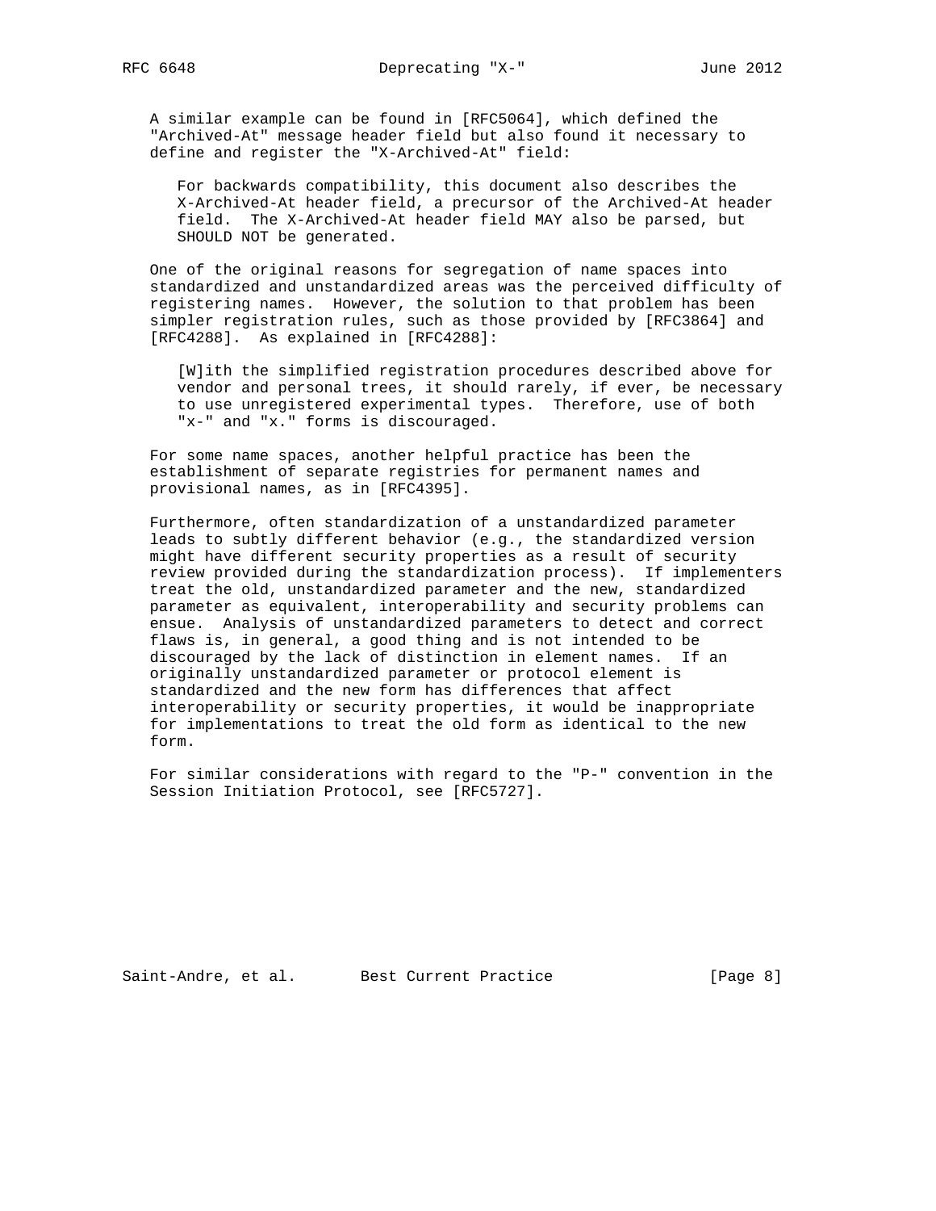A similar example can be found in [RFC5064], which defined the "Archived-At" message header field but also found it necessary to define and register the "X-Archived-At" field:

> For backwards compatibility, this document also describes the X-Archived-At header field, a precursor of the Archived-At header field. The X-Archived-At header field MAY also be parsed, but SHOULD NOT be generated.

One of the original reasons for segregation of name spaces into standardized and unstandardized areas was the perceived difficulty of registering names. However, the solution to that problem has been simpler registration rules, such as those provided by [RFC3864] and [RFC4288]. As explained in [RFC4288]:

> [W]ith the simplified registration procedures described above for vendor and personal trees, it should rarely, if ever, be necessary to use unregistered experimental types. Therefore, use of both "x-" and "x." forms is discouraged.

For some name spaces, another helpful practice has been the establishment of separate registries for permanent names and provisional names, as in [RFC4395].

Furthermore, often standardization of a unstandardized parameter leads to subtly different behavior (e.g., the standardized version might have different security properties as a result of security review provided during the standardization process). If implementers treat the old, unstandardized parameter and the new, standardized parameter as equivalent, interoperability and security problems can ensue. Analysis of unstandardized parameters to detect and correct flaws is, in general, a good thing and is not intended to be discouraged by the lack of distinction in element names. If an originally unstandardized parameter or protocol element is standardized and the new form has differences that affect interoperability or security properties, it would be inappropriate for implementations to treat the old form as identical to the new form.

For similar considerations with regard to the "P-" convention in the Session Initiation Protocol, see [RFC5727].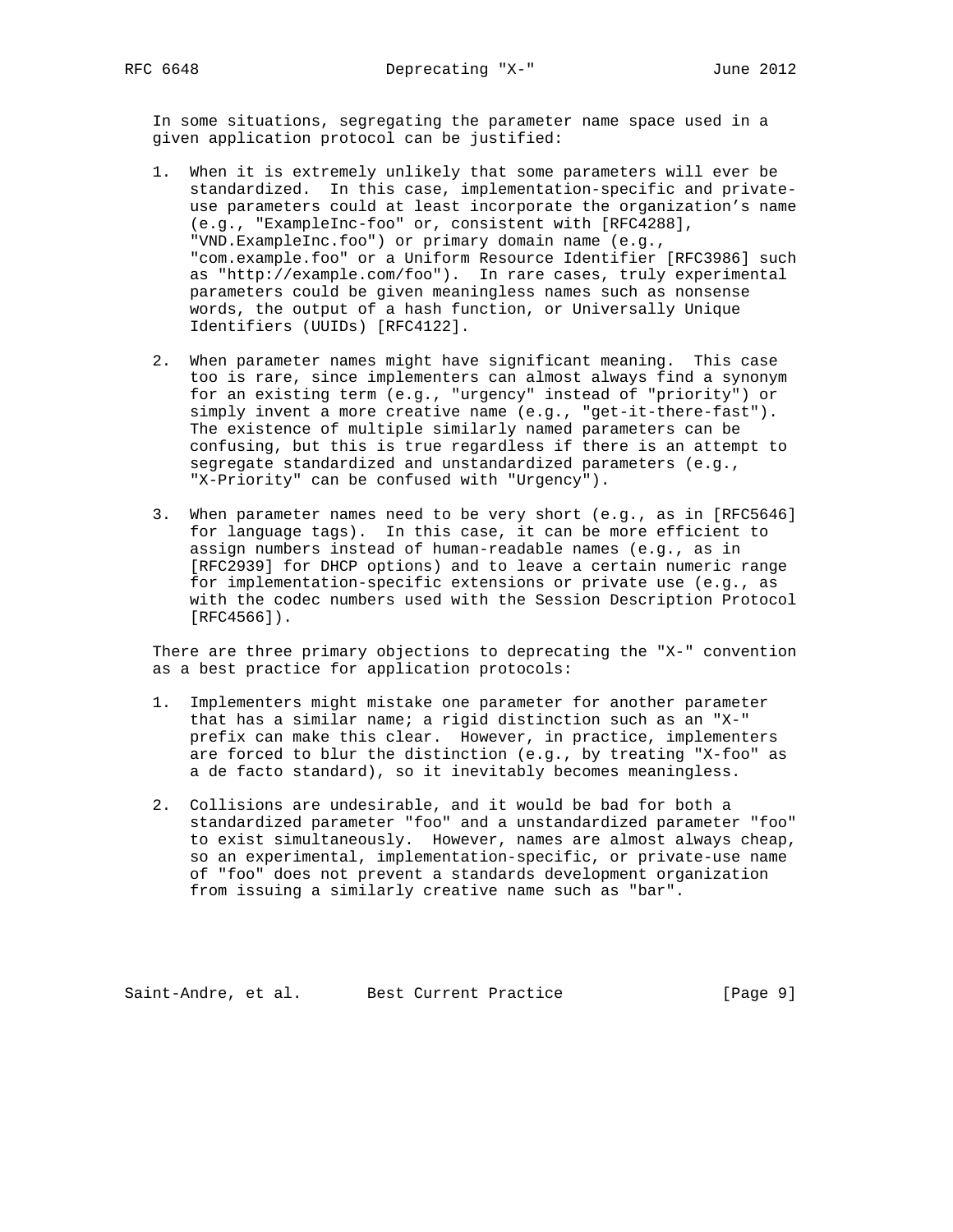In some situations, segregating the parameter name space used in a given application protocol can be justified:

1. When it is extremely unlikely that some parameters will ever be standardized. In this case, implementation-specific and private-use parameters could at least incorporate the organization's name (e.g., "ExampleInc-foo" or, consistent with [RFC4288], "VND.ExampleInc.foo") or primary domain name (e.g., "com.example.foo" or a Uniform Resource Identifier [RFC3986] such as "http://example.com/foo"). In rare cases, truly experimental parameters could be given meaningless names such as nonsense words, the output of a hash function, or Universally Unique Identifiers (UUIDs) [RFC4122].

2. When parameter names might have significant meaning. This case too is rare, since implementers can almost always find a synonym for an existing term (e.g., "urgency" instead of "priority") or simply invent a more creative name (e.g., "get-it-there-fast"). The existence of multiple similarly named parameters can be confusing, but this is true regardless if there is an attempt to segregate standardized and unstandardized parameters (e.g., "X-Priority" can be confused with "Urgency").

3. When parameter names need to be very short (e.g., as in [RFC5646] for language tags). In this case, it can be more efficient to assign numbers instead of human-readable names (e.g., as in [RFC2939] for DHCP options) and to leave a certain numeric range for implementation-specific extensions or private use (e.g., as with the codec numbers used with the Session Description Protocol [RFC4566]).

There are three primary objections to deprecating the "X-" convention as a best practice for application protocols:

1. Implementers might mistake one parameter for another parameter that has a similar name; a rigid distinction such as an "X-" prefix can make this clear. However, in practice, implementers are forced to blur the distinction (e.g., by treating "X-foo" as a de facto standard), so it inevitably becomes meaningless.

2. Collisions are undesirable, and it would be bad for both a standardized parameter "foo" and a unstandardized parameter "foo" to exist simultaneously. However, names are almost always cheap, so an experimental, implementation-specific, or private-use name of "foo" does not prevent a standards development organization from issuing a similarly creative name such as "bar".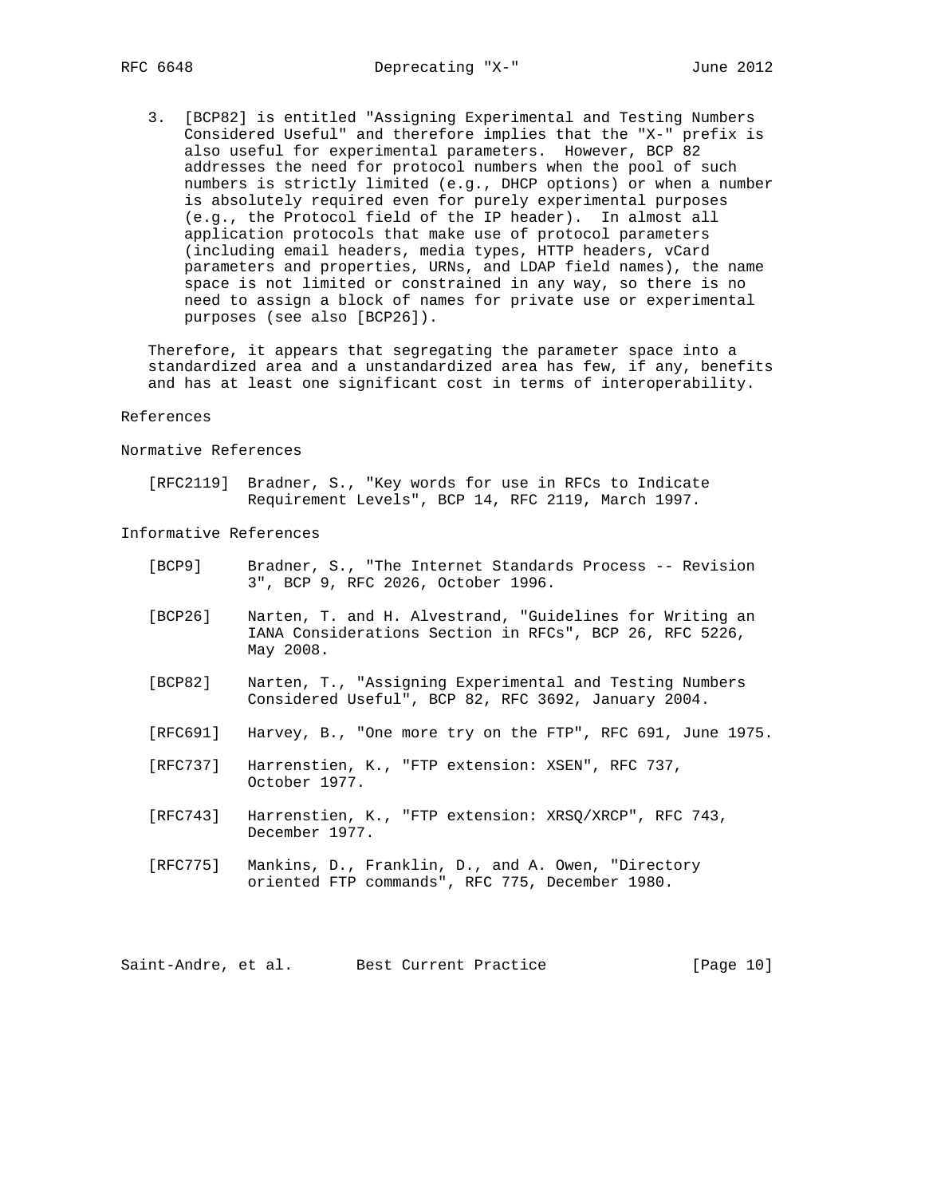3. [BCP82] is entitled "Assigning Experimental and Testing Numbers Considered Useful" and therefore implies that the "X-" prefix is also useful for experimental parameters. However, BCP 82 addresses the need for protocol numbers when the pool of such numbers is strictly limited (e.g., DHCP options) or when a number is absolutely required even for purely experimental purposes (e.g., the Protocol field of the IP header). In almost all application protocols that make use of protocol parameters (including email headers, media types, HTTP headers, vCard parameters and properties, URNs, and LDAP field names), the name space is not limited or constrained in any way, so there is no need to assign a block of names for private use or experimental purposes (see also [BCP26]).

Therefore, it appears that segregating the parameter space into a standardized area and a unstandardized area has few, if any, benefits and has at least one significant cost in terms of interoperability.

# References

## Normative References

[RFC2119] Bradner, S., "Key words for use in RFCs to Indicate Requirement Levels", BCP 14, RFC 2119, March 1997.

## Informative References

[BCP9] Bradner, S., "The Internet Standards Process -- Revision 3", BCP 9, RFC 2026, October 1996.

[BCP26] Narten, T. and H. Alvestrand, "Guidelines for Writing an IANA Considerations Section in RFCs", BCP 26, RFC 5226, May 2008.

[BCP82] Narten, T., "Assigning Experimental and Testing Numbers Considered Useful", BCP 82, RFC 3692, January 2004.

[RFC691] Harvey, B., "One more try on the FTP", RFC 691, June 1975.

[RFC737] Harrenstien, K., "FTP extension: XSEN", RFC 737, October 1977.

[RFC743] Harrenstien, K., "FTP extension: XRSQ/XRCP", RFC 743, December 1977.

[RFC775] Mankins, D., Franklin, D., and A. Owen, "Directory oriented FTP commands", RFC 775, December 1980.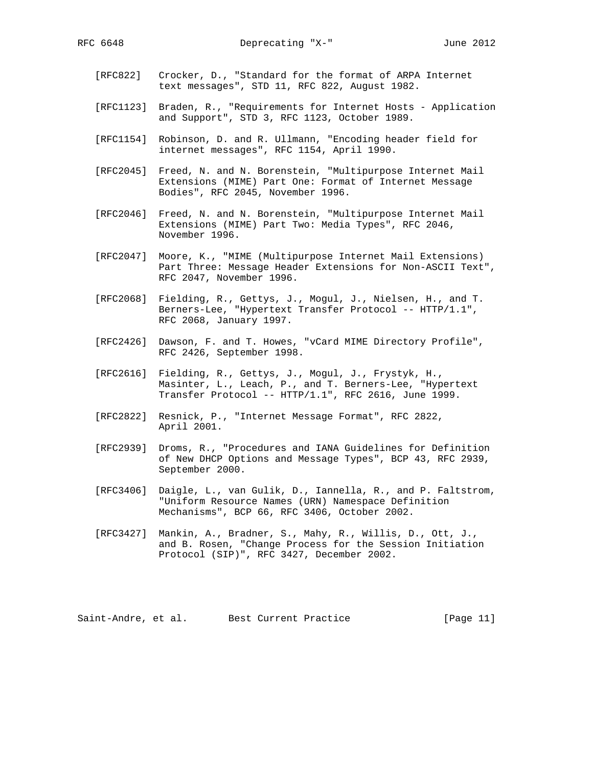[RFC822] Crocker, D., "Standard for the format of ARPA Internet text messages", STD 11, RFC 822, August 1982.

[RFC1123] Braden, R., "Requirements for Internet Hosts - Application and Support", STD 3, RFC 1123, October 1989.

[RFC1154] Robinson, D. and R. Ullmann, "Encoding header field for internet messages", RFC 1154, April 1990.

[RFC2045] Freed, N. and N. Borenstein, "Multipurpose Internet Mail Extensions (MIME) Part One: Format of Internet Message Bodies", RFC 2045, November 1996.

[RFC2046] Freed, N. and N. Borenstein, "Multipurpose Internet Mail Extensions (MIME) Part Two: Media Types", RFC 2046, November 1996.

[RFC2047] Moore, K., "MIME (Multipurpose Internet Mail Extensions) Part Three: Message Header Extensions for Non-ASCII Text", RFC 2047, November 1996.

[RFC2068] Fielding, R., Gettys, J., Mogul, J., Nielsen, H., and T. Berners-Lee, "Hypertext Transfer Protocol -- HTTP/1.1", RFC 2068, January 1997.

[RFC2426] Dawson, F. and T. Howes, "vCard MIME Directory Profile", RFC 2426, September 1998.

[RFC2616] Fielding, R., Gettys, J., Mogul, J., Frystyk, H., Masinter, L., Leach, P., and T. Berners-Lee, "Hypertext Transfer Protocol -- HTTP/1.1", RFC 2616, June 1999.

[RFC2822] Resnick, P., "Internet Message Format", RFC 2822, April 2001.

[RFC2939] Droms, R., "Procedures and IANA Guidelines for Definition of New DHCP Options and Message Types", BCP 43, RFC 2939, September 2000.

[RFC3406] Daigle, L., van Gulik, D., Iannella, R., and P. Faltstrom, "Uniform Resource Names (URN) Namespace Definition Mechanisms", BCP 66, RFC 3406, October 2002.

[RFC3427] Mankin, A., Bradner, S., Mahy, R., Willis, D., Ott, J., and B. Rosen, "Change Process for the Session Initiation Protocol (SIP)", RFC 3427, December 2002.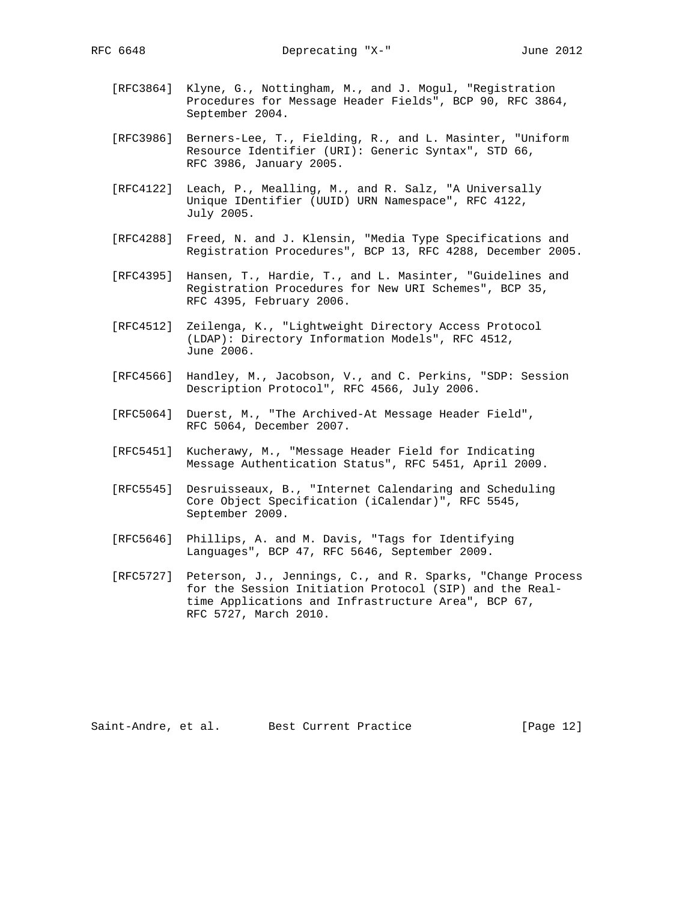[RFC3864] Klyne, G., Nottingham, M., and J. Mogul, "Registration Procedures for Message Header Fields", BCP 90, RFC 3864, September 2004.

[RFC3986] Berners-Lee, T., Fielding, R., and L. Masinter, "Uniform Resource Identifier (URI): Generic Syntax", STD 66, RFC 3986, January 2005.

[RFC4122] Leach, P., Mealling, M., and R. Salz, "A Universally Unique IDentifier (UUID) URN Namespace", RFC 4122, July 2005.

[RFC4288] Freed, N. and J. Klensin, "Media Type Specifications and Registration Procedures", BCP 13, RFC 4288, December 2005.

[RFC4395] Hansen, T., Hardie, T., and L. Masinter, "Guidelines and Registration Procedures for New URI Schemes", BCP 35, RFC 4395, February 2006.

[RFC4512] Zeilenga, K., "Lightweight Directory Access Protocol (LDAP): Directory Information Models", RFC 4512, June 2006.

[RFC4566] Handley, M., Jacobson, V., and C. Perkins, "SDP: Session Description Protocol", RFC 4566, July 2006.

[RFC5064] Duerst, M., "The Archived-At Message Header Field", RFC 5064, December 2007.

[RFC5451] Kucherawy, M., "Message Header Field for Indicating Message Authentication Status", RFC 5451, April 2009.

[RFC5545] Desruisseaux, B., "Internet Calendaring and Scheduling Core Object Specification (iCalendar)", RFC 5545, September 2009.

[RFC5646] Phillips, A. and M. Davis, "Tags for Identifying Languages", BCP 47, RFC 5646, September 2009.

[RFC5727] Peterson, J., Jennings, C., and R. Sparks, "Change Process for the Session Initiation Protocol (SIP) and the Real-time Applications and Infrastructure Area", BCP 67, RFC 5727, March 2010.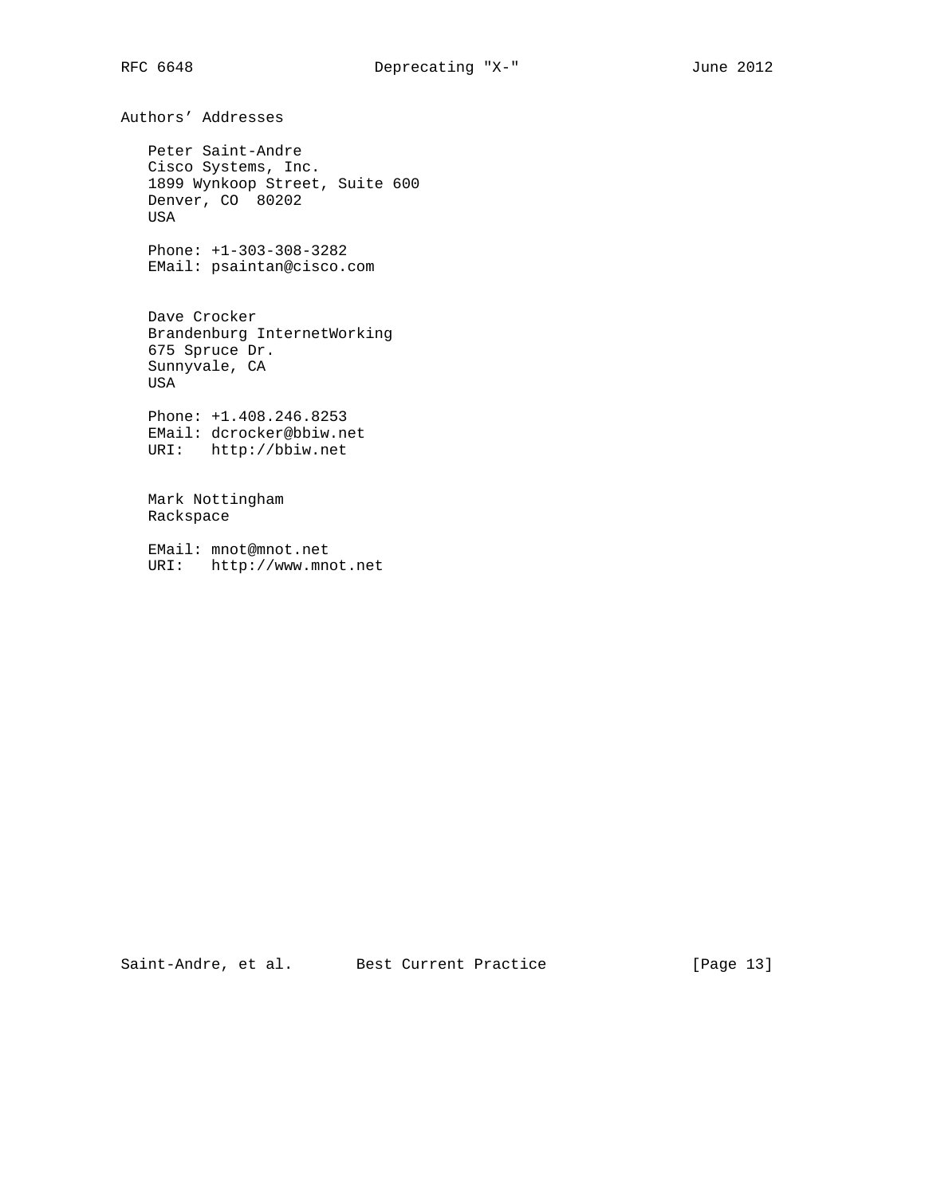## Authors' Addresses

Peter Saint-Andre
Cisco Systems, Inc.
1899 Wynkoop Street, Suite 600
Denver, CO 80202
USA

Phone: +1-303-308-3282
EMail: psaintan@cisco.com

Dave Crocker
Brandenburg InternetWorking
675 Spruce Dr.
Sunnyvale, CA
USA

Phone: +1.408.246.8253
EMail: dcrocker@bbiw.net
URI: http://bbiw.net

Mark Nottingham
Rackspace

EMail: mnot@mnot.net
URI: http://www.mnot.net